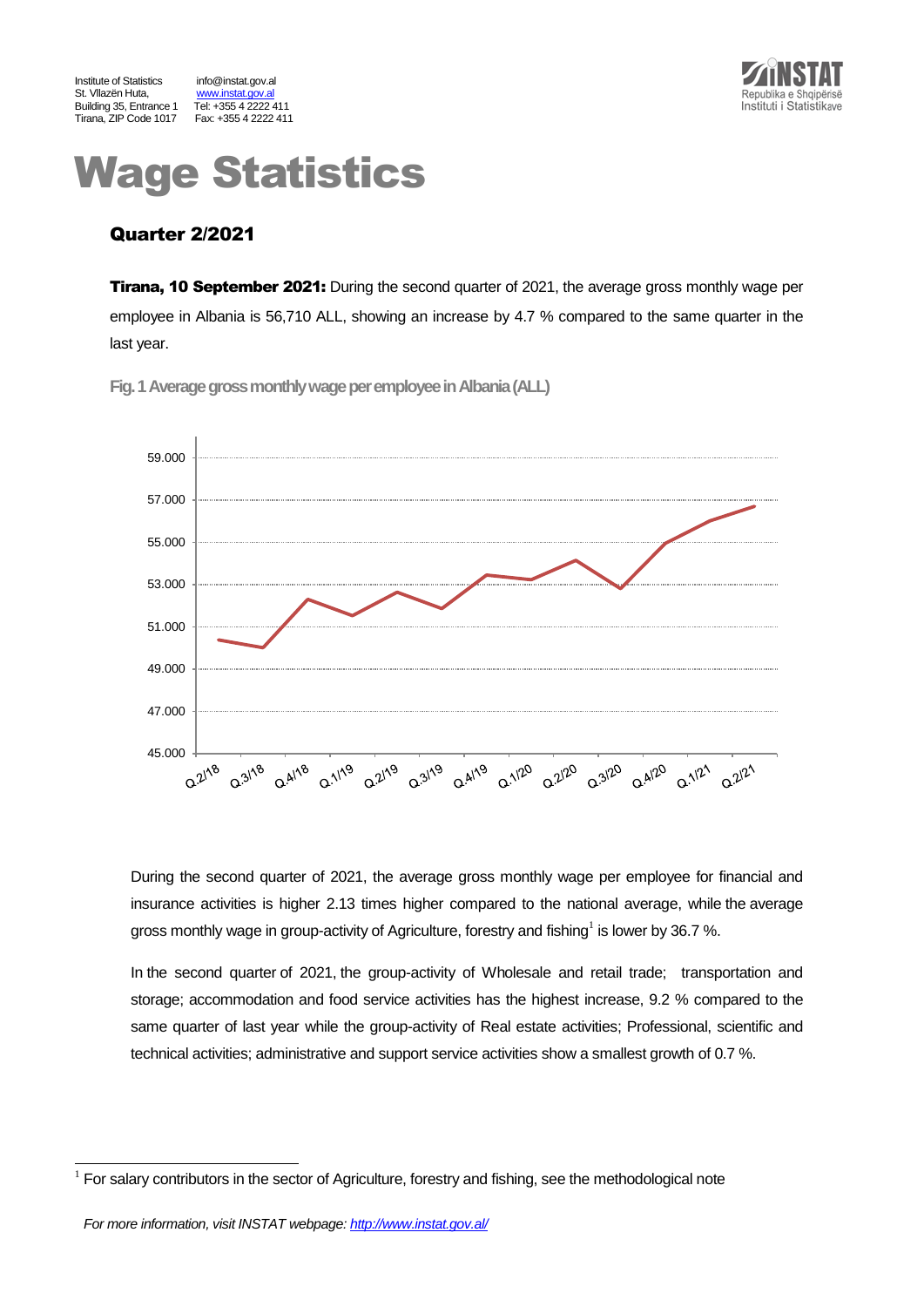Institute of Statistics
St. Vllazën Huta,
Building 35, Entrance 1
Tirana, ZIP Code 1017

info@instat.gov.al
www.instat.gov.al
Tel: +355 4 2222 411
Fax: +355 4 2222 411

# Wage Statistics

## Quarter 2/2021

**Tirana, 10 September 2021:** During the second quarter of 2021, the average gross monthly wage per employee in Albania is 56,710 ALL, showing an increase by 4.7 % compared to the same quarter in the last year.

**Fig. 1 Average gross monthly wage per employee in Albania (ALL)**

During the second quarter of 2021, the average gross monthly wage per employee for financial and insurance activities is higher 2.13 times higher compared to the national average, while the average gross monthly wage in group-activity of Agriculture, forestry and fishing[1] is lower by 36.7 %.

In the second quarter of 2021, the group-activity of Wholesale and retail trade; transportation and storage; accommodation and food service activities has the highest increase, 9.2 % compared to the same quarter of last year while the group-activity of Real estate activities; Professional, scientific and technical activities; administrative and support service activities show a smallest growth of 0.7 %.

[1] For salary contributors in the sector of Agriculture, forestry and fishing, see the methodological note

*For more information, visit INSTAT webpage: http://www.instat.gov.al/*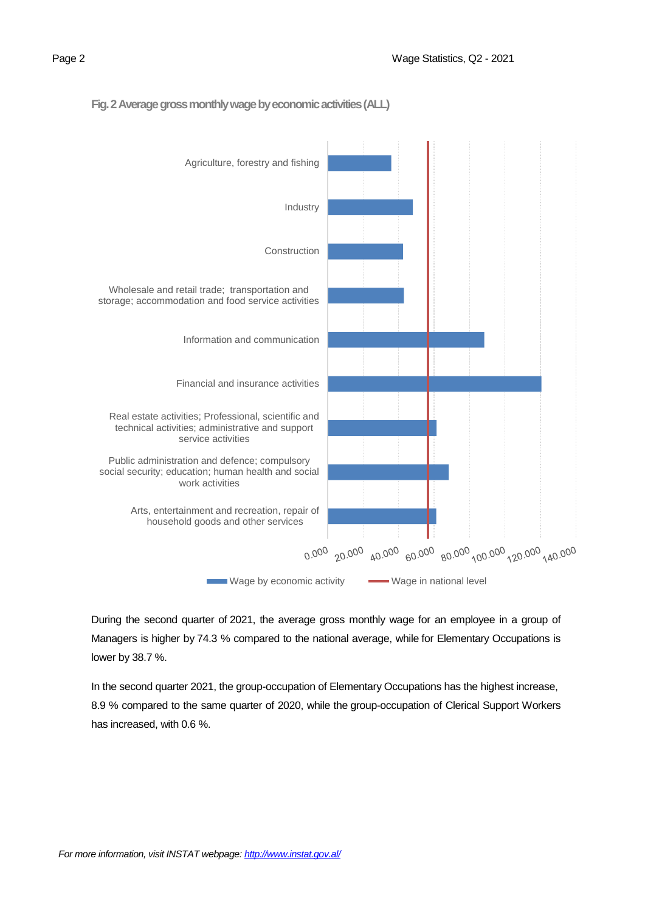**Fig. 2 Average gross monthly wage by economic activities (ALL)**

| Economic activity |
|---|
| Agriculture, forestry and fishing |
| Industry |
| Construction |
| Wholesale and retail trade; transportation and storage; accommodation and food service activities |
| Information and communication |
| Financial and insurance activities |
| Real estate activities; Professional, scientific and technical activities; administrative and support service activities |
| Public administration and defence; compulsory social security; education; human health and social work activities |
| Arts, entertainment and recreation, repair of household goods and other services |

Axis: 0.000, 20.000, 40.000, 60.000, 80.000, 100.000, 120.000, 140.000

Legend: Wage by economic activity; Wage in national level

During the second quarter of 2021, the average gross monthly wage for an employee in a group of Managers is higher by 74.3 % compared to the national average, while for Elementary Occupations is lower by 38.7 %.

In the second quarter 2021, the group-occupation of Elementary Occupations has the highest increase, 8.9 % compared to the same quarter of 2020, while the group-occupation of Clerical Support Workers has increased, with 0.6 %.

*For more information, visit INSTAT webpage: http://www.instat.gov.al/*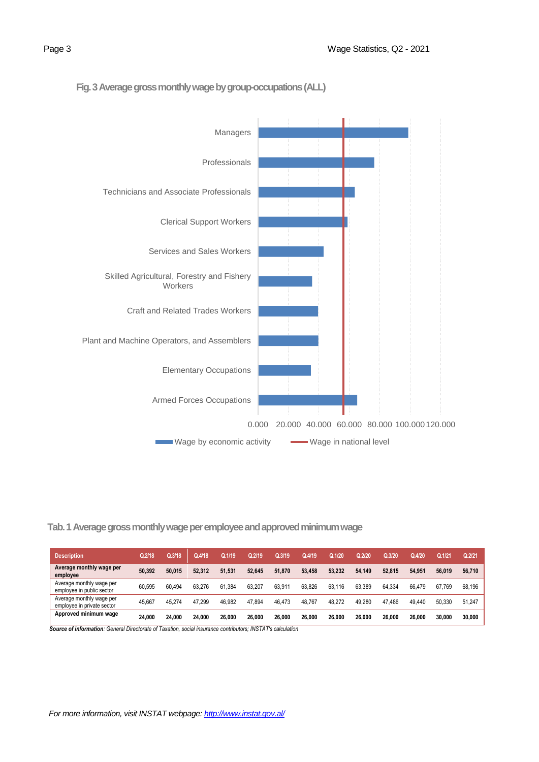**Fig. 3 Average gross monthly wage by group-occupations (ALL)**

Managers
Professionals
Technicians and Associate Professionals
Clerical Support Workers
Services and Sales Workers
Skilled Agricultural, Forestry and Fishery Workers
Craft and Related Trades Workers
Plant and Machine Operators, and Assemblers
Elementary Occupations
Armed Forces Occupations

0.000 20.000 40.000 60.000 80.000 100.000 120.000

Wage by economic activity — Wage in national level

**Tab. 1 Average gross monthly wage per employee and approved minimum wage**

| Description | Q.2/18 | Q.3/18 | Q.4/18 | Q.1/19 | Q.2/19 | Q.3/19 | Q.4/19 | Q.1/20 | Q.2/20 | Q.3/20 | Q.4/20 | Q.1/21 | Q.2/21 |
|---|---|---|---|---|---|---|---|---|---|---|---|---|---|
| **Average monthly wage per employee** | **50,392** | **50,015** | **52,312** | **51,531** | **52,645** | **51,870** | **53,458** | **53,232** | **54,149** | **52,815** | **54,951** | **56,019** | **56,710** |
| Average monthly wage per employee in public sector | 60,595 | 60,494 | 63,276 | 61,384 | 63,207 | 63,911 | 63,826 | 63,116 | 63,389 | 64,334 | 66,479 | 67,769 | 68,196 |
| Average monthly wage per employee in private sector | 45,667 | 45,274 | 47,299 | 46,982 | 47,894 | 46,473 | 48,767 | 48,272 | 49,280 | 47,486 | 49,440 | 50,330 | 51,247 |
| **Approved minimum wage** | **24,000** | **24,000** | **24,000** | **26,000** | **26,000** | **26,000** | **26,000** | **26,000** | **26,000** | **26,000** | **26,000** | **30,000** | **30,000** |

***Source of information**: General Directorate of Taxation, social insurance contributors; INSTAT's calculation*

*For more information, visit INSTAT webpage: [http://www.instat.gov.al/](http://www.instat.gov.al/)*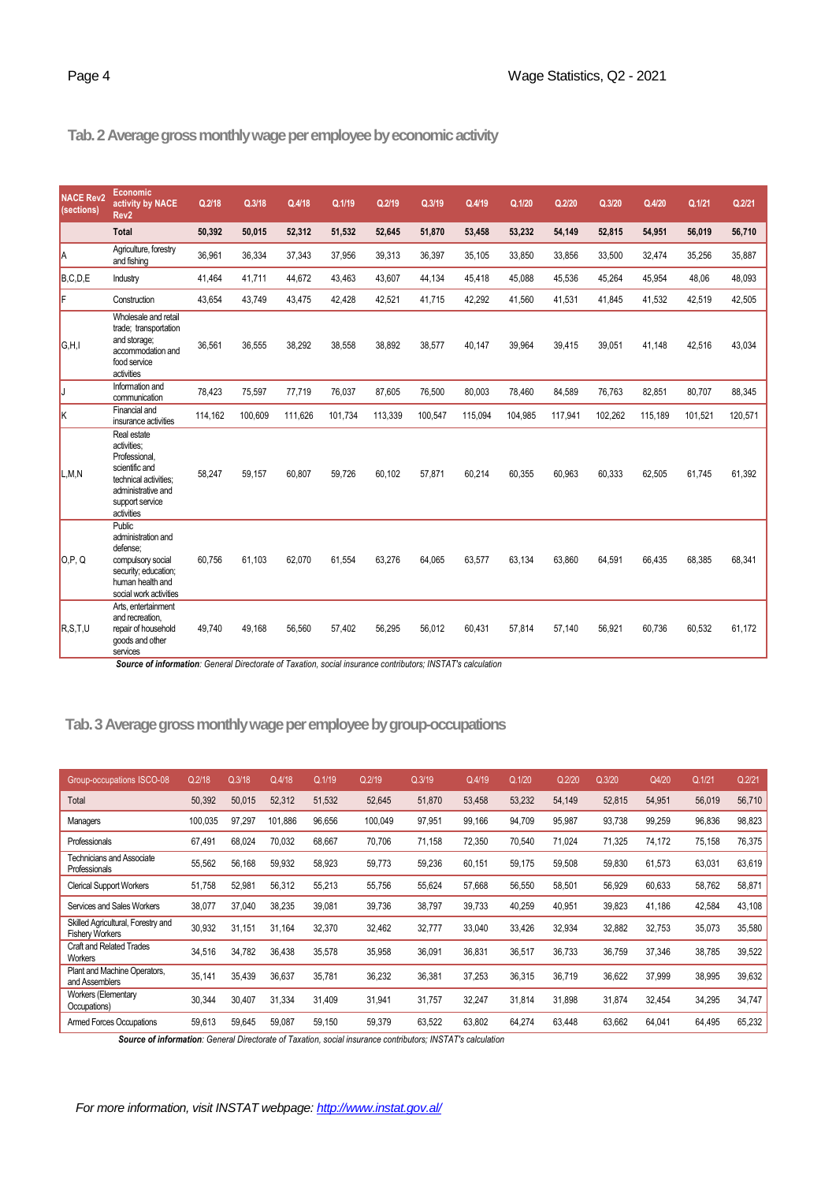## Tab. 2 Average gross monthly wage per employee by economic activity

| NACE Rev2 (sections) | Economic activity by NACE Rev2 | Q.2/18 | Q.3/18 | Q.4/18 | Q.1/19 | Q.2/19 | Q.3/19 | Q.4/19 | Q.1/20 | Q.2/20 | Q.3/20 | Q.4/20 | Q.1/21 | Q.2/21 |
|---|---|---|---|---|---|---|---|---|---|---|---|---|---|---|
| | **Total** | **50,392** | **50,015** | **52,312** | **51,532** | **52,645** | **51,870** | **53,458** | **53,232** | **54,149** | **52,815** | **54,951** | **56,019** | **56,710** |
| A | Agriculture, forestry and fishing | 36,961 | 36,334 | 37,343 | 37,956 | 39,313 | 36,397 | 35,105 | 33,850 | 33,856 | 33,500 | 32,474 | 35,256 | 35,887 |
| B,C,D,E | Industry | 41,464 | 41,711 | 44,672 | 43,463 | 43,607 | 44,134 | 45,418 | 45,088 | 45,536 | 45,264 | 45,954 | 48,06 | 48,093 |
| F | Construction | 43,654 | 43,749 | 43,475 | 42,428 | 42,521 | 41,715 | 42,292 | 41,560 | 41,531 | 41,845 | 41,532 | 42,519 | 42,505 |
| G,H,I | Wholesale and retail trade; transportation and storage; accommodation and food service activities | 36,561 | 36,555 | 38,292 | 38,558 | 38,892 | 38,577 | 40,147 | 39,964 | 39,415 | 39,051 | 41,148 | 42,516 | 43,034 |
| J | Information and communication | 78,423 | 75,597 | 77,719 | 76,037 | 87,605 | 76,500 | 80,003 | 78,460 | 84,589 | 76,763 | 82,851 | 80,707 | 88,345 |
| K | Financial and insurance activities | 114,162 | 100,609 | 111,626 | 101,734 | 113,339 | 100,547 | 115,094 | 104,985 | 117,941 | 102,262 | 115,189 | 101,521 | 120,571 |
| L,M,N | Real estate activities; Professional, scientific and technical activities; administrative and support service activities | 58,247 | 59,157 | 60,807 | 59,726 | 60,102 | 57,871 | 60,214 | 60,355 | 60,963 | 60,333 | 62,505 | 61,745 | 61,392 |
| O,P, Q | Public administration and defense; compulsory social security; education; human health and social work activities | 60,756 | 61,103 | 62,070 | 61,554 | 63,276 | 64,065 | 63,577 | 63,134 | 63,860 | 64,591 | 66,435 | 68,385 | 68,341 |
| R,S,T,U | Arts, entertainment and recreation, repair of household goods and other services | 49,740 | 49,168 | 56,560 | 57,402 | 56,295 | 56,012 | 60,431 | 57,814 | 57,140 | 56,921 | 60,736 | 60,532 | 61,172 |

***Source of information****: General Directorate of Taxation, social insurance contributors; INSTAT's calculation*

## Tab. 3 Average gross monthly wage per employee by group-occupations

| Group-occupations ISCO-08 | Q.2/18 | Q.3/18 | Q.4/18 | Q.1/19 | Q.2/19 | Q.3/19 | Q.4/19 | Q.1/20 | Q.2/20 | Q.3/20 | Q4/20 | Q.1/21 | Q.2/21 |
|---|---|---|---|---|---|---|---|---|---|---|---|---|---|
| Total | 50,392 | 50,015 | 52,312 | 51,532 | 52,645 | 51,870 | 53,458 | 53,232 | 54,149 | 52,815 | 54,951 | 56,019 | 56,710 |
| Managers | 100,035 | 97,297 | 101,886 | 96,656 | 100,049 | 97,951 | 99,166 | 94,709 | 95,987 | 93,738 | 99,259 | 96,836 | 98,823 |
| Professionals | 67,491 | 68,024 | 70,032 | 68,667 | 70,706 | 71,158 | 72,350 | 70,540 | 71,024 | 71,325 | 74,172 | 75,158 | 76,375 |
| Technicians and Associate Professionals | 55,562 | 56,168 | 59,932 | 58,923 | 59,773 | 59,236 | 60,151 | 59,175 | 59,508 | 59,830 | 61,573 | 63,031 | 63,619 |
| Clerical Support Workers | 51,758 | 52,981 | 56,312 | 55,213 | 55,756 | 55,624 | 57,668 | 56,550 | 58,501 | 56,929 | 60,633 | 58,762 | 58,871 |
| Services and Sales Workers | 38,077 | 37,040 | 38,235 | 39,081 | 39,736 | 38,797 | 39,733 | 40,259 | 40,951 | 39,823 | 41,186 | 42,584 | 43,108 |
| Skilled Agricultural, Forestry and Fishery Workers | 30,932 | 31,151 | 31,164 | 32,370 | 32,462 | 32,777 | 33,040 | 33,426 | 32,934 | 32,882 | 32,753 | 35,073 | 35,580 |
| Craft and Related Trades Workers | 34,516 | 34,782 | 36,438 | 35,578 | 35,958 | 36,091 | 36,831 | 36,517 | 36,733 | 36,759 | 37,346 | 38,785 | 39,522 |
| Plant and Machine Operators, and Assemblers | 35,141 | 35,439 | 36,637 | 35,781 | 36,232 | 36,381 | 37,253 | 36,315 | 36,719 | 36,622 | 37,999 | 38,995 | 39,632 |
| Workers (Elementary Occupations) | 30,344 | 30,407 | 31,334 | 31,409 | 31,941 | 31,757 | 32,247 | 31,814 | 31,898 | 31,874 | 32,454 | 34,295 | 34,747 |
| Armed Forces Occupations | 59,613 | 59,645 | 59,087 | 59,150 | 59,379 | 63,522 | 63,802 | 64,274 | 63,448 | 63,662 | 64,041 | 64,495 | 65,232 |

***Source of information****: General Directorate of Taxation, social insurance contributors; INSTAT's calculation*

*For more information, visit INSTAT webpage: [http://www.instat.gov.al/](http://www.instat.gov.al/)*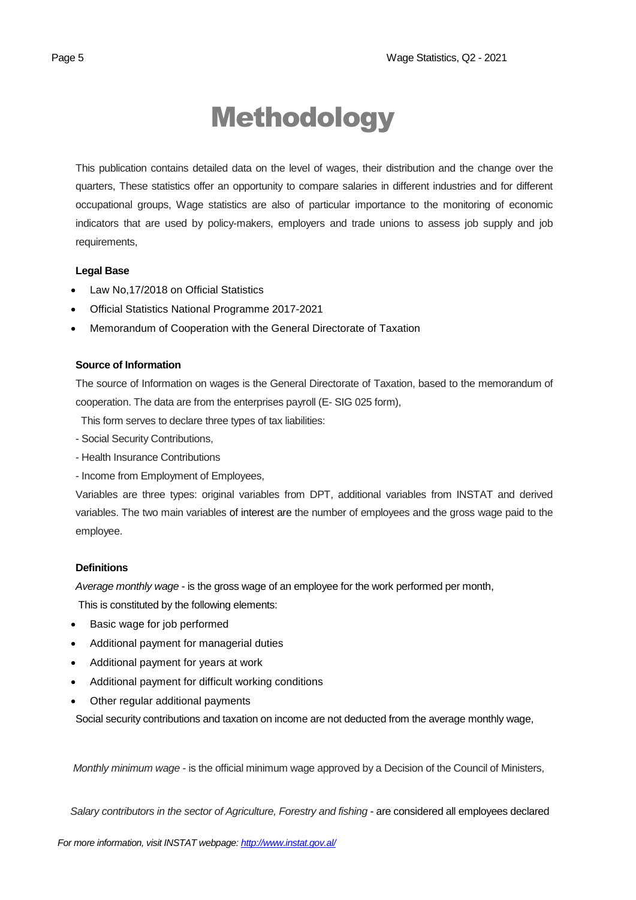# Methodology

This publication contains detailed data on the level of wages, their distribution and the change over the quarters, These statistics offer an opportunity to compare salaries in different industries and for different occupational groups, Wage statistics are also of particular importance to the monitoring of economic indicators that are used by policy-makers, employers and trade unions to assess job supply and job requirements,

**Legal Base**

- Law No,17/2018 on Official Statistics
- Official Statistics National Programme 2017-2021
- Memorandum of Cooperation with the General Directorate of Taxation

**Source of Information**

The source of Information on wages is the General Directorate of Taxation, based to the memorandum of cooperation. The data are from the enterprises payroll (E- SIG 025 form),

This form serves to declare three types of tax liabilities:

- Social Security Contributions,
- Health Insurance Contributions
- Income from Employment of Employees,

Variables are three types: original variables from DPT, additional variables from INSTAT and derived variables. The two main variables of interest are the number of employees and the gross wage paid to the employee.

**Definitions**

*Average monthly wage* - is the gross wage of an employee for the work performed per month,

This is constituted by the following elements:

- Basic wage for job performed
- Additional payment for managerial duties
- Additional payment for years at work
- Additional payment for difficult working conditions
- Other regular additional payments

Social security contributions and taxation on income are not deducted from the average monthly wage,

*Monthly minimum wage* - is the official minimum wage approved by a Decision of the Council of Ministers,

*Salary contributors in the sector of Agriculture, Forestry and fishing* - are considered all employees declared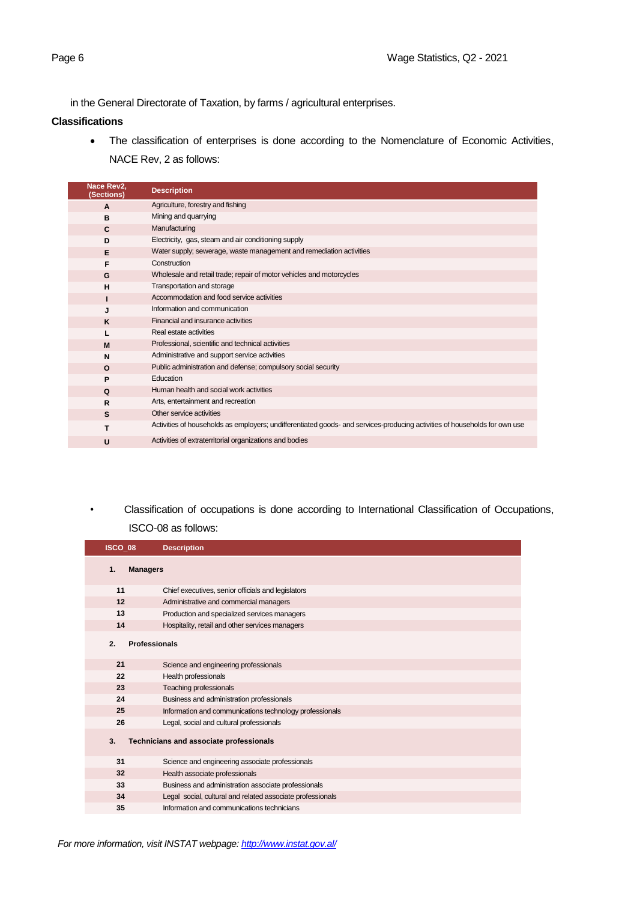in the General Directorate of Taxation, by farms / agricultural enterprises.

**Classifications**

- The classification of enterprises is done according to the Nomenclature of Economic Activities, NACE Rev, 2 as follows:

| Nace Rev2, (Sections) | Description |
|---|---|
| **A** | Agriculture, forestry and fishing |
| **B** | Mining and quarrying |
| **C** | Manufacturing |
| **D** | Electricity, gas, steam and air conditioning supply |
| **E** | Water supply; sewerage, waste management and remediation activities |
| **F** | Construction |
| **G** | Wholesale and retail trade; repair of motor vehicles and motorcycles |
| **H** | Transportation and storage |
| **I** | Accommodation and food service activities |
| **J** | Information and communication |
| **K** | Financial and insurance activities |
| **L** | Real estate activities |
| **M** | Professional, scientific and technical activities |
| **N** | Administrative and support service activities |
| **O** | Public administration and defense; compulsory social security |
| **P** | Education |
| **Q** | Human health and social work activities |
| **R** | Arts, entertainment and recreation |
| **S** | Other service activities |
| **T** | Activities of households as employers; undifferentiated goods- and services-producing activities of households for own use |
| **U** | Activities of extraterritorial organizations and bodies |

- Classification of occupations is done according to International Classification of Occupations, ISCO-08 as follows:

| ISCO_08 | Description |
|---|---|
| **1.** | **Managers** |
| **11** | Chief executives, senior officials and legislators |
| **12** | Administrative and commercial managers |
| **13** | Production and specialized services managers |
| **14** | Hospitality, retail and other services managers |
| **2.** | **Professionals** |
| **21** | Science and engineering professionals |
| **22** | Health professionals |
| **23** | Teaching professionals |
| **24** | Business and administration professionals |
| **25** | Information and communications technology professionals |
| **26** | Legal, social and cultural professionals |
| **3.** | **Technicians and associate professionals** |
| **31** | Science and engineering associate professionals |
| **32** | Health associate professionals |
| **33** | Business and administration associate professionals |
| **34** | Legal social, cultural and related associate professionals |
| **35** | Information and communications technicians |

*For more information, visit INSTAT webpage: [http://www.instat.gov.al/](http://www.instat.gov.al/)*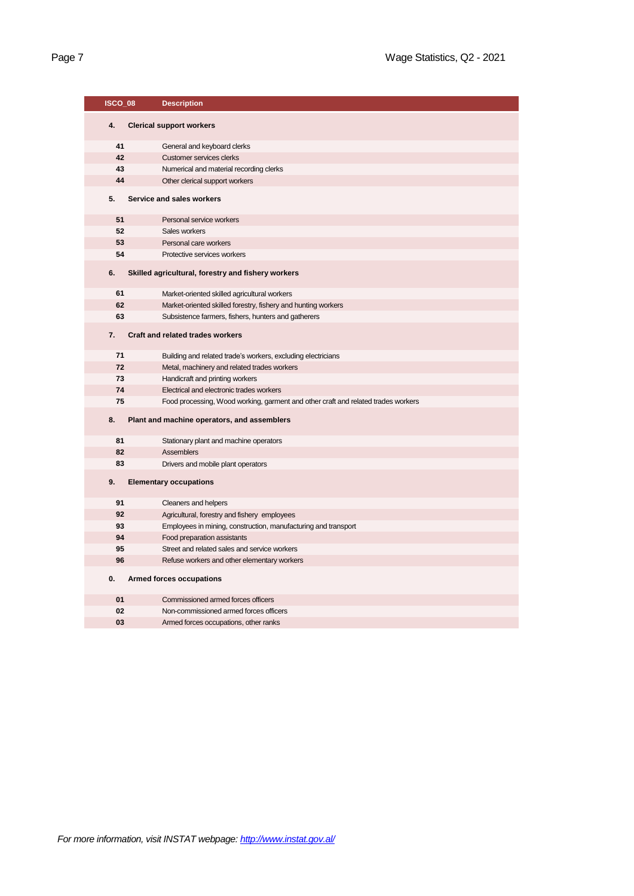| ISCO_08 | Description |
|---|---|
| **4.** | **Clerical support workers** |
| 41 | General and keyboard clerks |
| 42 | Customer services clerks |
| 43 | Numerical and material recording clerks |
| 44 | Other clerical support workers |
| **5.** | **Service and sales workers** |
| 51 | Personal service workers |
| 52 | Sales workers |
| 53 | Personal care workers |
| 54 | Protective services workers |
| **6.** | **Skilled agricultural, forestry and fishery workers** |
| 61 | Market-oriented skilled agricultural workers |
| 62 | Market-oriented skilled forestry, fishery and hunting workers |
| 63 | Subsistence farmers, fishers, hunters and gatherers |
| **7.** | **Craft and related trades workers** |
| 71 | Building and related trade's workers, excluding electricians |
| 72 | Metal, machinery and related trades workers |
| 73 | Handicraft and printing workers |
| 74 | Electrical and electronic trades workers |
| 75 | Food processing, Wood working, garment and other craft and related trades workers |
| **8.** | **Plant and machine operators, and assemblers** |
| 81 | Stationary plant and machine operators |
| 82 | Assemblers |
| 83 | Drivers and mobile plant operators |
| **9.** | **Elementary occupations** |
| 91 | Cleaners and helpers |
| 92 | Agricultural, forestry and fishery employees |
| 93 | Employees in mining, construction, manufacturing and transport |
| 94 | Food preparation assistants |
| 95 | Street and related sales and service workers |
| 96 | Refuse workers and other elementary workers |
| **0.** | **Armed forces occupations** |
| 01 | Commissioned armed forces officers |
| 02 | Non-commissioned armed forces officers |
| 03 | Armed forces occupations, other ranks |

*For more information, visit INSTAT webpage: [http://www.instat.gov.al/](http://www.instat.gov.al/)*